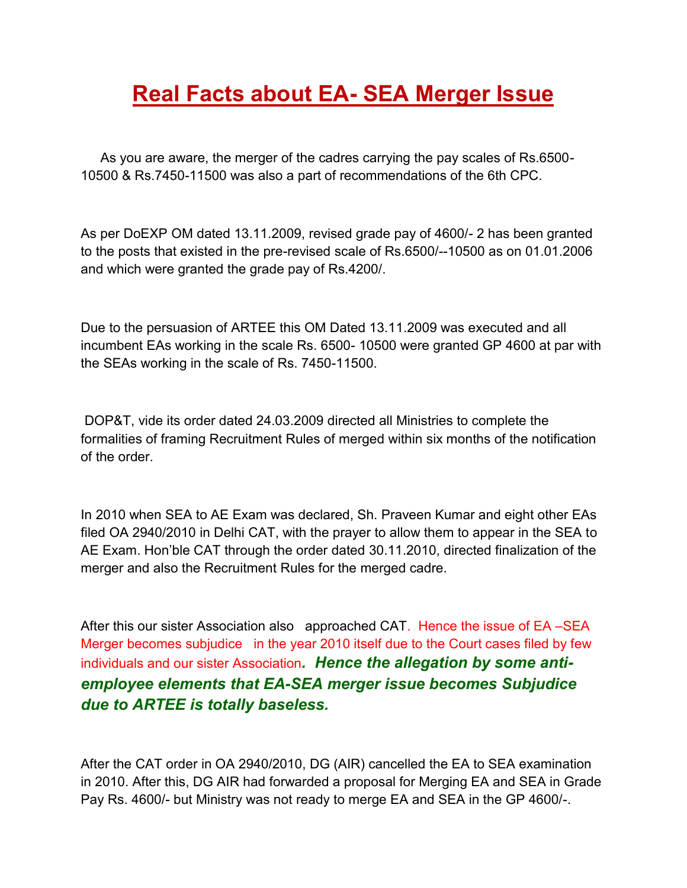# **Real Facts about EA- SEA Merger Issue**

As you are aware, the merger of the cadres carrying the pay scales of Rs.6500-10500 & Rs.7450-11500 was also a part of recommendations of the 6th CPC.

As per DoEXP OM dated 13.11.2009, revised grade pay of 4600/- 2 has been granted to the posts that existed in the pre-revised scale of Rs.6500/--10500 as on 01.01.2006 and which were granted the grade pay of Rs.4200/.

Due to the persuasion of ARTEE this OM Dated 13.11.2009 was executed and all incumbent EAs working in the scale Rs. 6500- 10500 were granted GP 4600 at par with the SEAs working in the scale of Rs. 7450-11500.

DOP&T, vide its order dated 24.03.2009 directed all Ministries to complete the formalities of framing Recruitment Rules of merged within six months of the notification of the order.

In 2010 when SEA to AE Exam was declared, Sh. Praveen Kumar and eight other EAs filed OA 2940/2010 in Delhi CAT, with the prayer to allow them to appear in the SEA to AE Exam. Hon'ble CAT through the order dated 30.11.2010, directed finalization of the merger and also the Recruitment Rules for the merged cadre.

After this our sister Association also approached CAT. Hence the issue of EA –SEA Merger becomes subjudice in the year 2010 itself due to the Court cases filed by few individuals and our sister Association***. Hence the allegation by some anti-employee elements that EA-SEA merger issue becomes Subjudice due to ARTEE is totally baseless.***

After the CAT order in OA 2940/2010, DG (AIR) cancelled the EA to SEA examination in 2010. After this, DG AIR had forwarded a proposal for Merging EA and SEA in Grade Pay Rs. 4600/- but Ministry was not ready to merge EA and SEA in the GP 4600/-.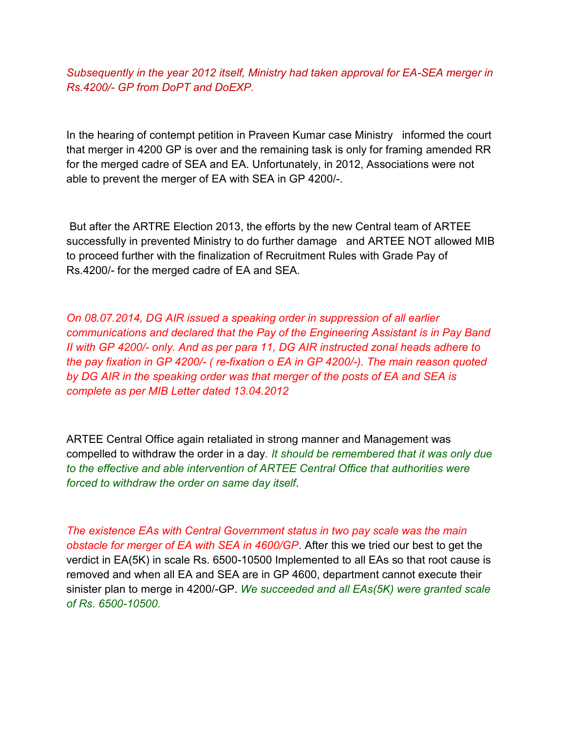*Subsequently in the year 2012 itself, Ministry had taken approval for EA-SEA merger in Rs.4200/- GP from DoPT and DoEXP.*

In the hearing of contempt petition in Praveen Kumar case Ministry informed the court that merger in 4200 GP is over and the remaining task is only for framing amended RR for the merged cadre of SEA and EA. Unfortunately, in 2012, Associations were not able to prevent the merger of EA with SEA in GP 4200/-.

But after the ARTRE Election 2013, the efforts by the new Central team of ARTEE successfully in prevented Ministry to do further damage and ARTEE NOT allowed MIB to proceed further with the finalization of Recruitment Rules with Grade Pay of Rs.4200/- for the merged cadre of EA and SEA.

*On 08.07.2014, DG AIR issued a speaking order in suppression of all earlier communications and declared that the Pay of the Engineering Assistant is in Pay Band II with GP 4200/- only. And as per para 11, DG AIR instructed zonal heads adhere to the pay fixation in GP 4200/- ( re-fixation o EA in GP 4200/-). The main reason quoted by DG AIR in the speaking order was that merger of the posts of EA and SEA is complete as per MIB Letter dated 13.04.2012*

ARTEE Central Office again retaliated in strong manner and Management was compelled to withdraw the order in a day. *It should be remembered that it was only due to the effective and able intervention of ARTEE Central Office that authorities were forced to withdraw the order on same day itself*.

*The existence EAs with Central Government status in two pay scale was the main obstacle for merger of EA with SEA in 4600/GP*. After this we tried our best to get the verdict in EA(5K) in scale Rs. 6500-10500 Implemented to all EAs so that root cause is removed and when all EA and SEA are in GP 4600, department cannot execute their sinister plan to merge in 4200/-GP. *We succeeded and all EAs(5K) were granted scale of Rs. 6500-10500.*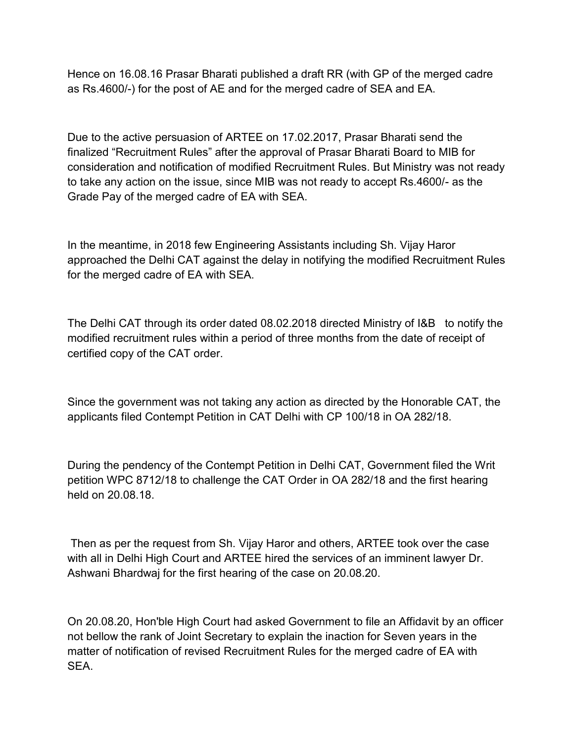Hence on 16.08.16 Prasar Bharati published a draft RR (with GP of the merged cadre as Rs.4600/-) for the post of AE and for the merged cadre of SEA and EA.

Due to the active persuasion of ARTEE on 17.02.2017, Prasar Bharati send the finalized “Recruitment Rules” after the approval of Prasar Bharati Board to MIB for consideration and notification of modified Recruitment Rules. But Ministry was not ready to take any action on the issue, since MIB was not ready to accept Rs.4600/- as the Grade Pay of the merged cadre of EA with SEA.

In the meantime, in 2018 few Engineering Assistants including Sh. Vijay Haror approached the Delhi CAT against the delay in notifying the modified Recruitment Rules for the merged cadre of EA with SEA.

The Delhi CAT through its order dated 08.02.2018 directed Ministry of I&B  to notify the modified recruitment rules within a period of three months from the date of receipt of certified copy of the CAT order.

Since the government was not taking any action as directed by the Honorable CAT, the applicants filed Contempt Petition in CAT Delhi with CP 100/18 in OA 282/18.

During the pendency of the Contempt Petition in Delhi CAT, Government filed the Writ petition WPC 8712/18 to challenge the CAT Order in OA 282/18 and the first hearing held on 20.08.18.

Then as per the request from Sh. Vijay Haror and others, ARTEE took over the case with all in Delhi High Court and ARTEE hired the services of an imminent lawyer Dr. Ashwani Bhardwaj for the first hearing of the case on 20.08.20.

On 20.08.20, Hon'ble High Court had asked Government to file an Affidavit by an officer not bellow the rank of Joint Secretary to explain the inaction for Seven years in the matter of notification of revised Recruitment Rules for the merged cadre of EA with SEA.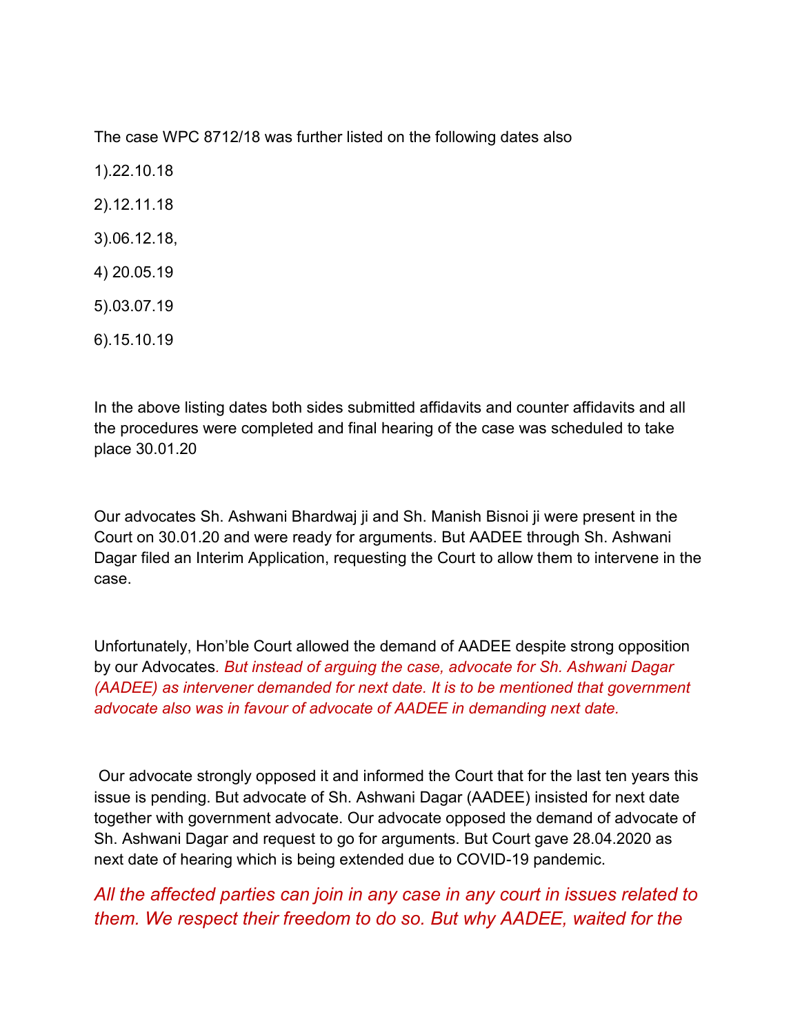The case WPC 8712/18 was further listed on the following dates also

1).22.10.18

2).12.11.18

3).06.12.18,

4) 20.05.19

5).03.07.19

6).15.10.19

In the above listing dates both sides submitted affidavits and counter affidavits and all the procedures were completed and final hearing of the case was scheduled to take place 30.01.20

Our advocates Sh. Ashwani Bhardwaj ji and Sh. Manish Bisnoi ji were present in the Court on 30.01.20 and were ready for arguments. But AADEE through Sh. Ashwani Dagar filed an Interim Application, requesting the Court to allow them to intervene in the case.

Unfortunately, Hon'ble Court allowed the demand of AADEE despite strong opposition by our Advocates*. But instead of arguing the case, advocate for Sh. Ashwani Dagar (AADEE) as intervener demanded for next date. It is to be mentioned that government advocate also was in favour of advocate of AADEE in demanding next date.*

Our advocate strongly opposed it and informed the Court that for the last ten years this issue is pending. But advocate of Sh. Ashwani Dagar (AADEE) insisted for next date together with government advocate. Our advocate opposed the demand of advocate of Sh. Ashwani Dagar and request to go for arguments. But Court gave 28.04.2020 as next date of hearing which is being extended due to COVID-19 pandemic.

*All the affected parties can join in any case in any court in issues related to them. We respect their freedom to do so. But why AADEE, waited for the*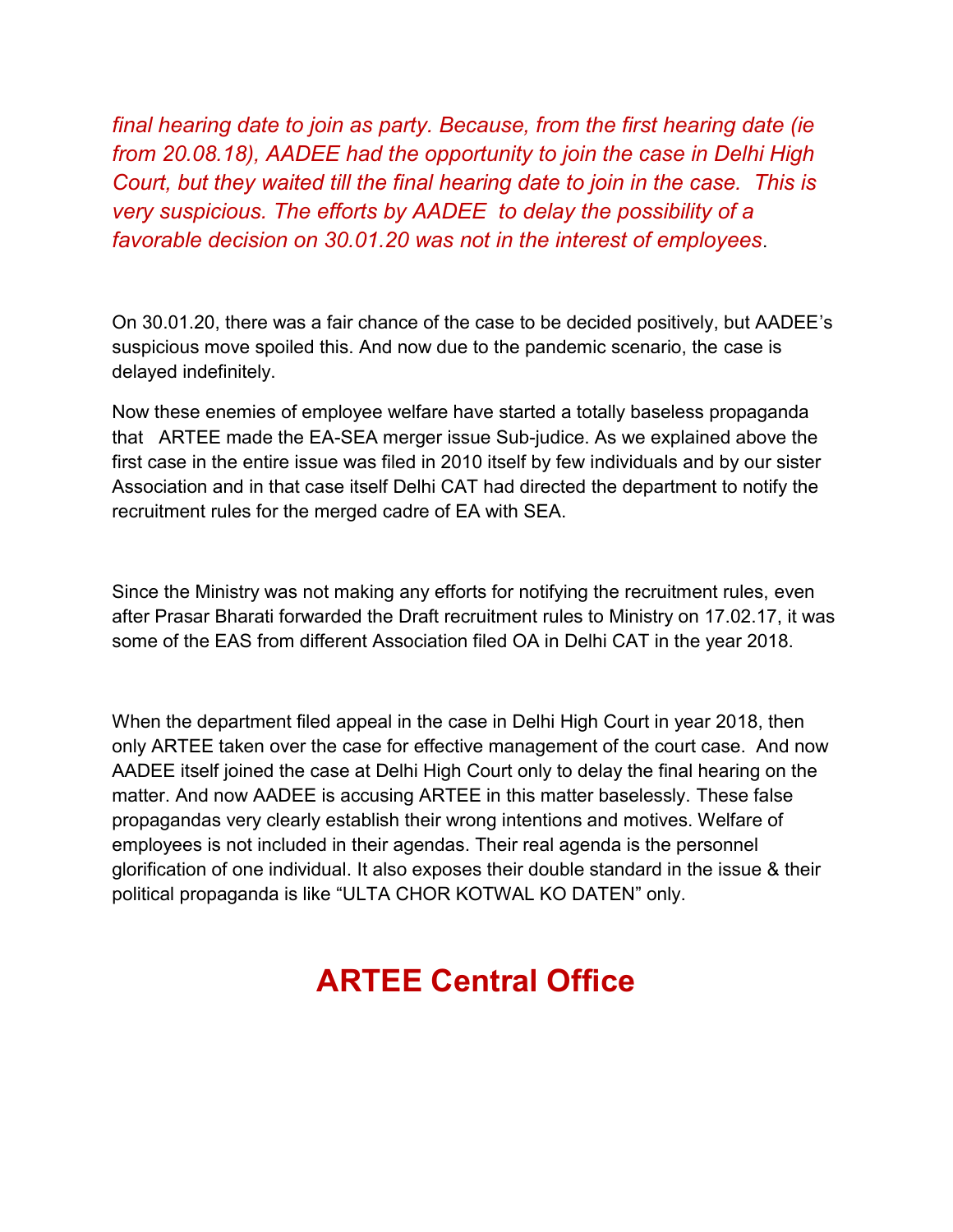*final hearing date to join as party. Because, from the first hearing date (ie from 20.08.18), AADEE had the opportunity to join the case in Delhi High Court, but they waited till the final hearing date to join in the case. This is very suspicious. The efforts by AADEE to delay the possibility of a favorable decision on 30.01.20 was not in the interest of employees*.

On 30.01.20, there was a fair chance of the case to be decided positively, but AADEE's suspicious move spoiled this. And now due to the pandemic scenario, the case is delayed indefinitely.

Now these enemies of employee welfare have started a totally baseless propaganda that ARTEE made the EA-SEA merger issue Sub-judice. As we explained above the first case in the entire issue was filed in 2010 itself by few individuals and by our sister Association and in that case itself Delhi CAT had directed the department to notify the recruitment rules for the merged cadre of EA with SEA.

Since the Ministry was not making any efforts for notifying the recruitment rules, even after Prasar Bharati forwarded the Draft recruitment rules to Ministry on 17.02.17, it was some of the EAS from different Association filed OA in Delhi CAT in the year 2018.

When the department filed appeal in the case in Delhi High Court in year 2018, then only ARTEE taken over the case for effective management of the court case. And now AADEE itself joined the case at Delhi High Court only to delay the final hearing on the matter. And now AADEE is accusing ARTEE in this matter baselessly. These false propagandas very clearly establish their wrong intentions and motives. Welfare of employees is not included in their agendas. Their real agenda is the personnel glorification of one individual. It also exposes their double standard in the issue & their political propaganda is like "ULTA CHOR KOTWAL KO DATEN" only.

## ARTEE Central Office